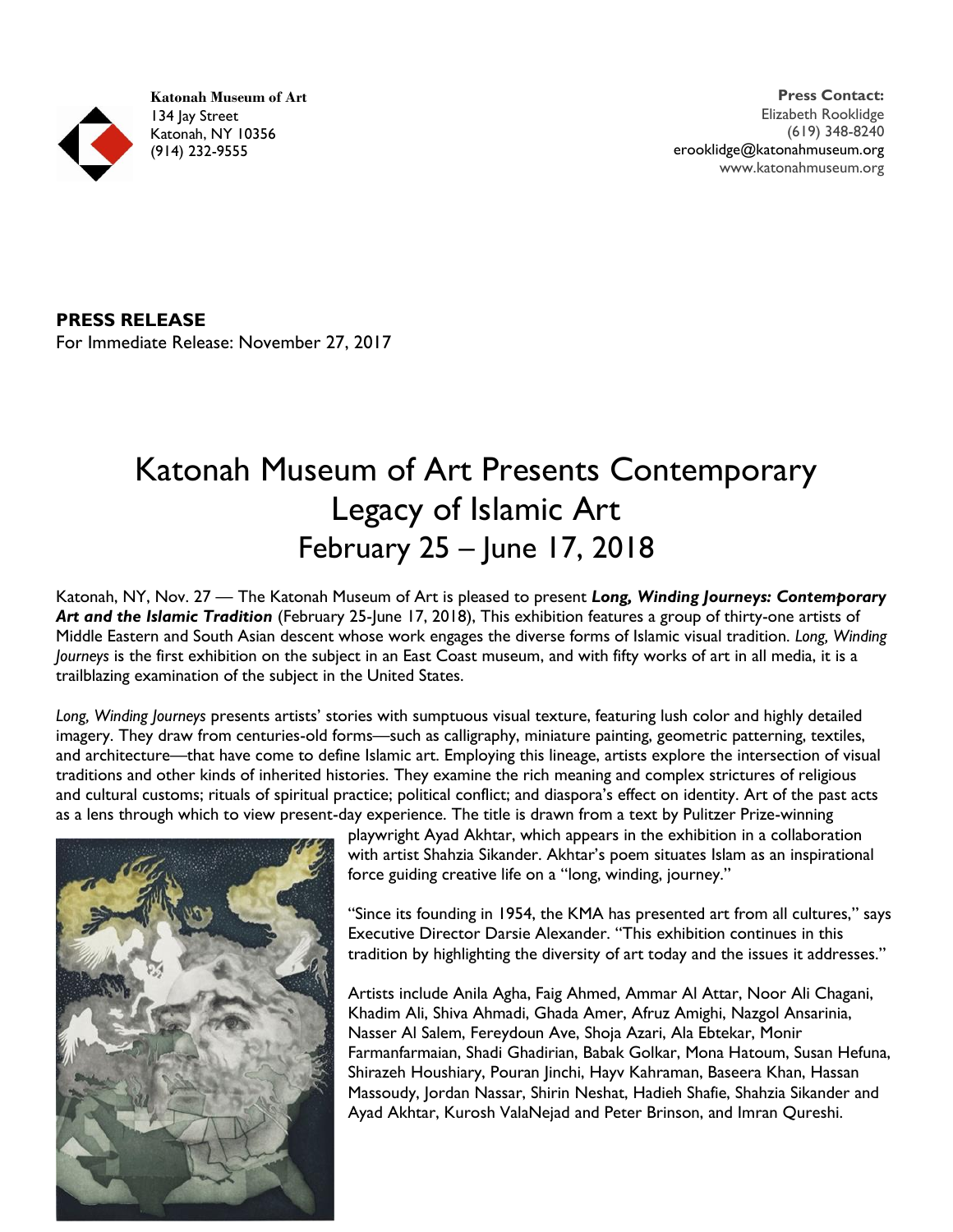**Katonah Museum of Art**
134 Jay Street
Katonah, NY 10356
(914) 232-9555

**Press Contact:**
Elizabeth Rooklidge
(619) 348-8240
erooklidge@katonahmuseum.org
www.katonahmuseum.org

**PRESS RELEASE**
For Immediate Release: November 27, 2017

# Katonah Museum of Art Presents Contemporary Legacy of Islamic Art
## February 25 – June 17, 2018

Katonah, NY, Nov. 27 — The Katonah Museum of Art is pleased to present ***Long, Winding Journeys: Contemporary Art and the Islamic Tradition*** (February 25-June 17, 2018), This exhibition features a group of thirty-one artists of Middle Eastern and South Asian descent whose work engages the diverse forms of Islamic visual tradition. *Long, Winding Journeys* is the first exhibition on the subject in an East Coast museum, and with fifty works of art in all media, it is a trailblazing examination of the subject in the United States.

*Long, Winding Journeys* presents artists' stories with sumptuous visual texture, featuring lush color and highly detailed imagery. They draw from centuries-old forms—such as calligraphy, miniature painting, geometric patterning, textiles, and architecture—that have come to define Islamic art. Employing this lineage, artists explore the intersection of visual traditions and other kinds of inherited histories. They examine the rich meaning and complex strictures of religious and cultural customs; rituals of spiritual practice; political conflict; and diaspora's effect on identity. Art of the past acts as a lens through which to view present-day experience. The title is drawn from a text by Pulitzer Prize-winning playwright Ayad Akhtar, which appears in the exhibition in a collaboration with artist Shahzia Sikander. Akhtar's poem situates Islam as an inspirational force guiding creative life on a "long, winding, journey."

"Since its founding in 1954, the KMA has presented art from all cultures," says Executive Director Darsie Alexander. "This exhibition continues in this tradition by highlighting the diversity of art today and the issues it addresses."

Artists include Anila Agha, Faig Ahmed, Ammar Al Attar, Noor Ali Chagani, Khadim Ali, Shiva Ahmadi, Ghada Amer, Afruz Amighi, Nazgol Ansarinia, Nasser Al Salem, Fereydoun Ave, Shoja Azari, Ala Ebtekar, Monir Farmanfarmaian, Shadi Ghadirian, Babak Golkar, Mona Hatoum, Susan Hefuna, Shirazeh Houshiary, Pouran Jinchi, Hayv Kahraman, Baseera Khan, Hassan Massoudy, Jordan Nassar, Shirin Neshat, Hadieh Shafie, Shahzia Sikander and Ayad Akhtar, Kurosh ValaNejad and Peter Brinson, and Imran Qureshi.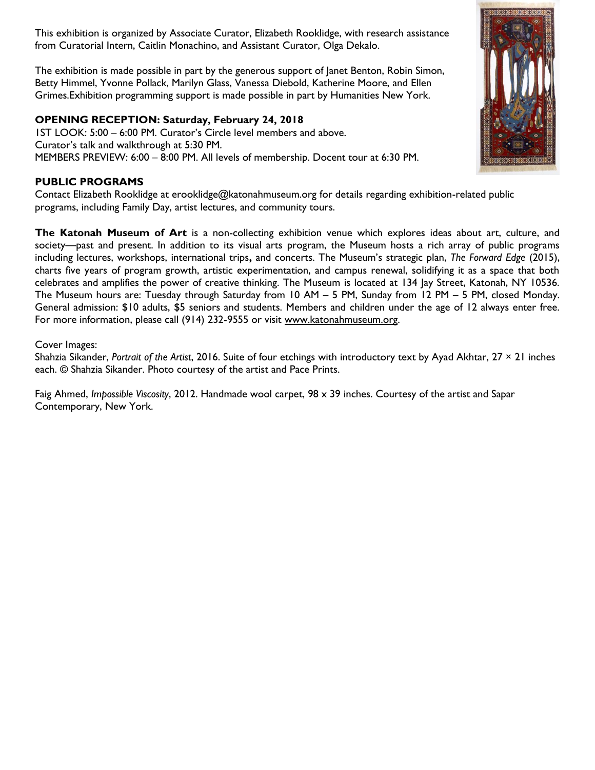This exhibition is organized by Associate Curator, Elizabeth Rooklidge, with research assistance from Curatorial Intern, Caitlin Monachino, and Assistant Curator, Olga Dekalo.

The exhibition is made possible in part by the generous support of Janet Benton, Robin Simon, Betty Himmel, Yvonne Pollack, Marilyn Glass, Vanessa Diebold, Katherine Moore, and Ellen Grimes.Exhibition programming support is made possible in part by Humanities New York.

**OPENING RECEPTION: Saturday, February 24, 2018**

1ST LOOK: 5:00 – 6:00 PM. Curator's Circle level members and above.
Curator's talk and walkthrough at 5:30 PM.
MEMBERS PREVIEW: 6:00 – 8:00 PM. All levels of membership. Docent tour at 6:30 PM.

**PUBLIC PROGRAMS**

Contact Elizabeth Rooklidge at erooklidge@katonahmuseum.org for details regarding exhibition-related public programs, including Family Day, artist lectures, and community tours.

**The Katonah Museum of Art** is a non-collecting exhibition venue which explores ideas about art, culture, and society—past and present. In addition to its visual arts program, the Museum hosts a rich array of public programs including lectures, workshops, international trips**,** and concerts. The Museum's strategic plan, *The Forward Edge* (2015), charts five years of program growth, artistic experimentation, and campus renewal, solidifying it as a space that both celebrates and amplifies the power of creative thinking. The Museum is located at 134 Jay Street, Katonah, NY 10536. The Museum hours are: Tuesday through Saturday from 10 AM – 5 PM, Sunday from 12 PM – 5 PM, closed Monday. General admission: $10 adults, $5 seniors and students. Members and children under the age of 12 always enter free. For more information, please call (914) 232-9555 or visit www.katonahmuseum.org.

Cover Images:
Shahzia Sikander, *Portrait of the Artist*, 2016. Suite of four etchings with introductory text by Ayad Akhtar, 27 × 21 inches each. © Shahzia Sikander. Photo courtesy of the artist and Pace Prints.

Faig Ahmed, *Impossible Viscosity*, 2012. Handmade wool carpet, 98 x 39 inches. Courtesy of the artist and Sapar Contemporary, New York.